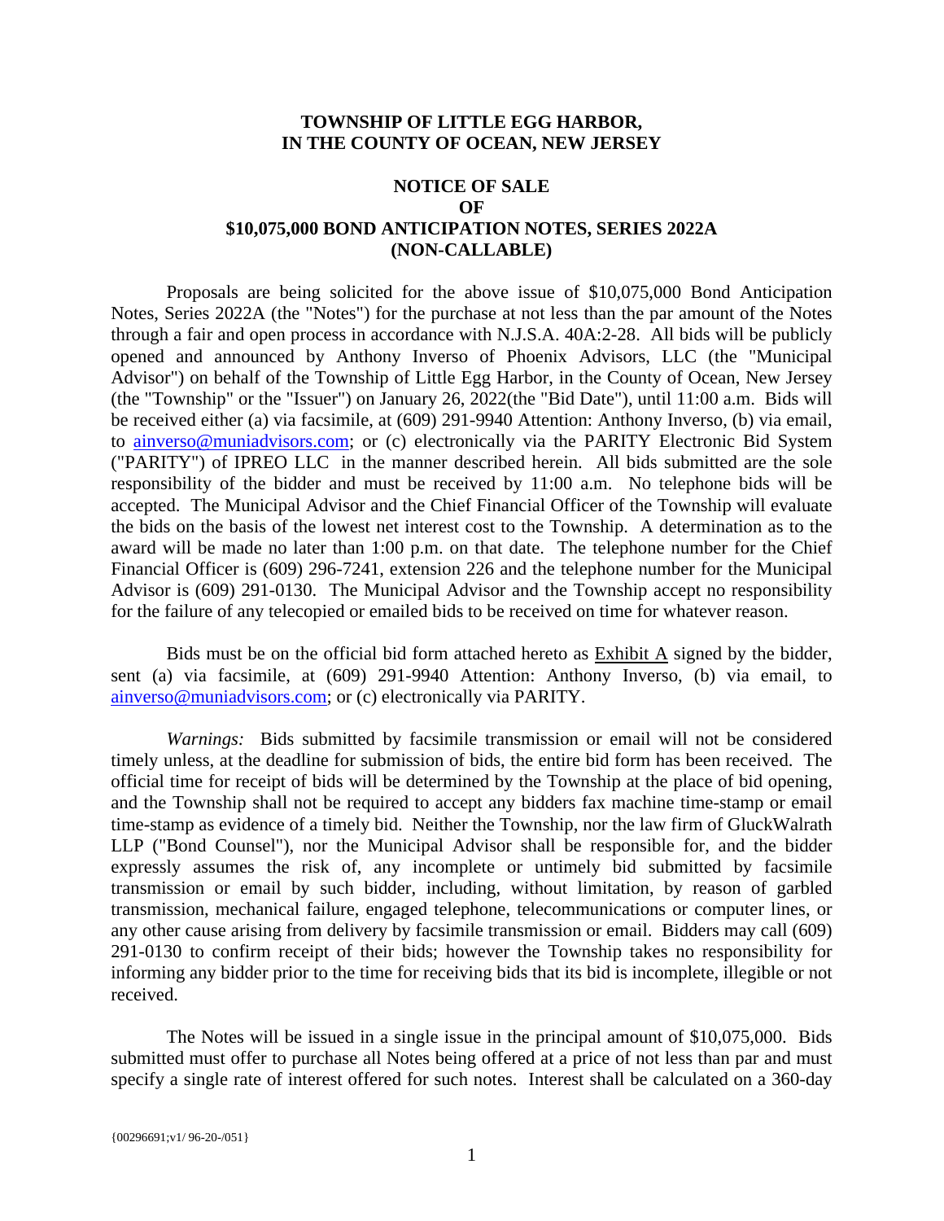# TOWNSHIP OF LITTLE EGG HARBOR, IN THE COUNTY OF OCEAN, NEW JERSEY

## NOTICE OF SALE OF $10,075,000 BOND ANTICIPATION NOTES, SERIES 2022A (NON-CALLABLE)

Proposals are being solicited for the above issue of $10,075,000 Bond Anticipation Notes, Series 2022A (the "Notes") for the purchase at not less than the par amount of the Notes through a fair and open process in accordance with N.J.S.A. 40A:2-28. All bids will be publicly opened and announced by Anthony Inverso of Phoenix Advisors, LLC (the "Municipal Advisor") on behalf of the Township of Little Egg Harbor, in the County of Ocean, New Jersey (the "Township" or the "Issuer") on January 26, 2022(the "Bid Date"), until 11:00 a.m. Bids will be received either (a) via facsimile, at (609) 291-9940 Attention: Anthony Inverso, (b) via email, to ainverso@muniadvisors.com; or (c) electronically via the PARITY Electronic Bid System ("PARITY") of IPREO LLC in the manner described herein. All bids submitted are the sole responsibility of the bidder and must be received by 11:00 a.m. No telephone bids will be accepted. The Municipal Advisor and the Chief Financial Officer of the Township will evaluate the bids on the basis of the lowest net interest cost to the Township. A determination as to the award will be made no later than 1:00 p.m. on that date. The telephone number for the Chief Financial Officer is (609) 296-7241, extension 226 and the telephone number for the Municipal Advisor is (609) 291-0130. The Municipal Advisor and the Township accept no responsibility for the failure of any telecopied or emailed bids to be received on time for whatever reason.

Bids must be on the official bid form attached hereto as Exhibit A signed by the bidder, sent (a) via facsimile, at (609) 291-9940 Attention: Anthony Inverso, (b) via email, to ainverso@muniadvisors.com; or (c) electronically via PARITY.

*Warnings:* Bids submitted by facsimile transmission or email will not be considered timely unless, at the deadline for submission of bids, the entire bid form has been received. The official time for receipt of bids will be determined by the Township at the place of bid opening, and the Township shall not be required to accept any bidders fax machine time-stamp or email time-stamp as evidence of a timely bid. Neither the Township, nor the law firm of GluckWalrath LLP ("Bond Counsel"), nor the Municipal Advisor shall be responsible for, and the bidder expressly assumes the risk of, any incomplete or untimely bid submitted by facsimile transmission or email by such bidder, including, without limitation, by reason of garbled transmission, mechanical failure, engaged telephone, telecommunications or computer lines, or any other cause arising from delivery by facsimile transmission or email. Bidders may call (609) 291-0130 to confirm receipt of their bids; however the Township takes no responsibility for informing any bidder prior to the time for receiving bids that its bid is incomplete, illegible or not received.

The Notes will be issued in a single issue in the principal amount of $10,075,000. Bids submitted must offer to purchase all Notes being offered at a price of not less than par and must specify a single rate of interest offered for such notes. Interest shall be calculated on a 360-day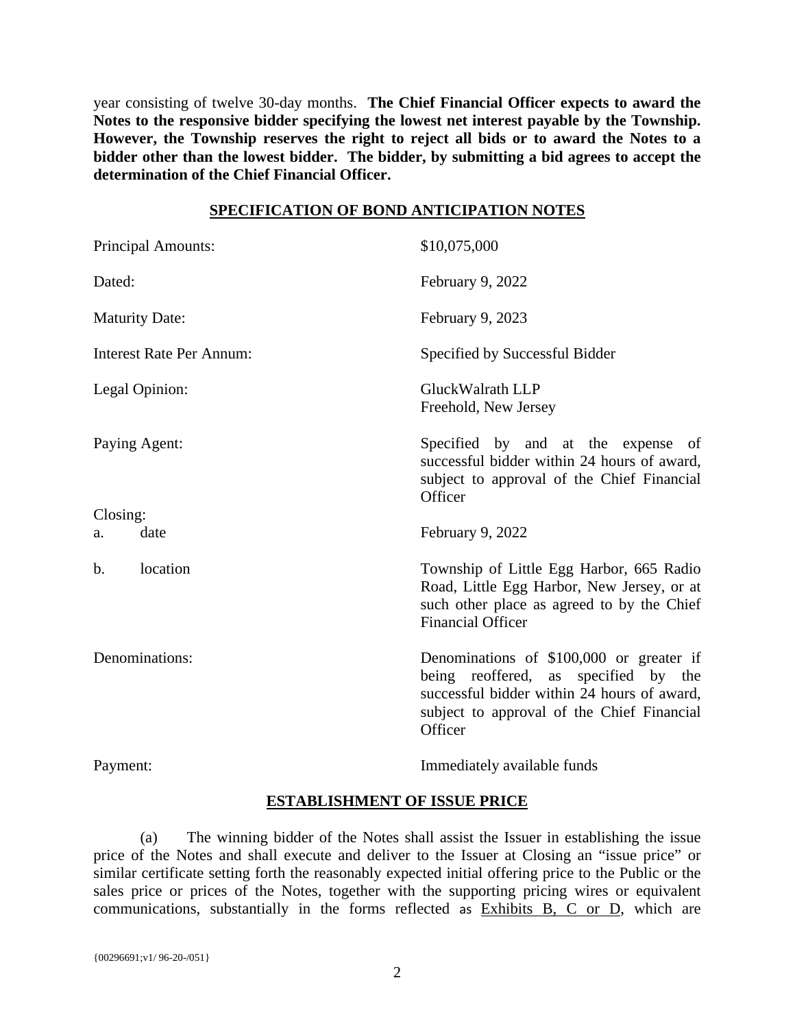year consisting of twelve 30-day months. **The Chief Financial Officer expects to award the Notes to the responsive bidder specifying the lowest net interest payable by the Township. However, the Township reserves the right to reject all bids or to award the Notes to a bidder other than the lowest bidder. The bidder, by submitting a bid agrees to accept the determination of the Chief Financial Officer.**

## SPECIFICATION OF BOND ANTICIPATION NOTES

| | |
|---|---|
| Principal Amounts: | $10,075,000 |
| Dated: | February 9, 2022 |
| Maturity Date: | February 9, 2023 |
| Interest Rate Per Annum: | Specified by Successful Bidder |
| Legal Opinion: | GluckWalrath LLP<br>Freehold, New Jersey |
| Paying Agent: | Specified by and at the expense of successful bidder within 24 hours of award, subject to approval of the Chief Financial Officer |
| Closing: | |
| a. date | February 9, 2022 |
| b. location | Township of Little Egg Harbor, 665 Radio Road, Little Egg Harbor, New Jersey, or at such other place as agreed to by the Chief Financial Officer |
| Denominations: | Denominations of $100,000 or greater if being reoffered, as specified by the successful bidder within 24 hours of award, subject to approval of the Chief Financial Officer |
| Payment: | Immediately available funds |

## ESTABLISHMENT OF ISSUE PRICE

(a) The winning bidder of the Notes shall assist the Issuer in establishing the issue price of the Notes and shall execute and deliver to the Issuer at Closing an "issue price" or similar certificate setting forth the reasonably expected initial offering price to the Public or the sales price or prices of the Notes, together with the supporting pricing wires or equivalent communications, substantially in the forms reflected as Exhibits B, C or D, which are

{00296691;v1/ 96-20-/051}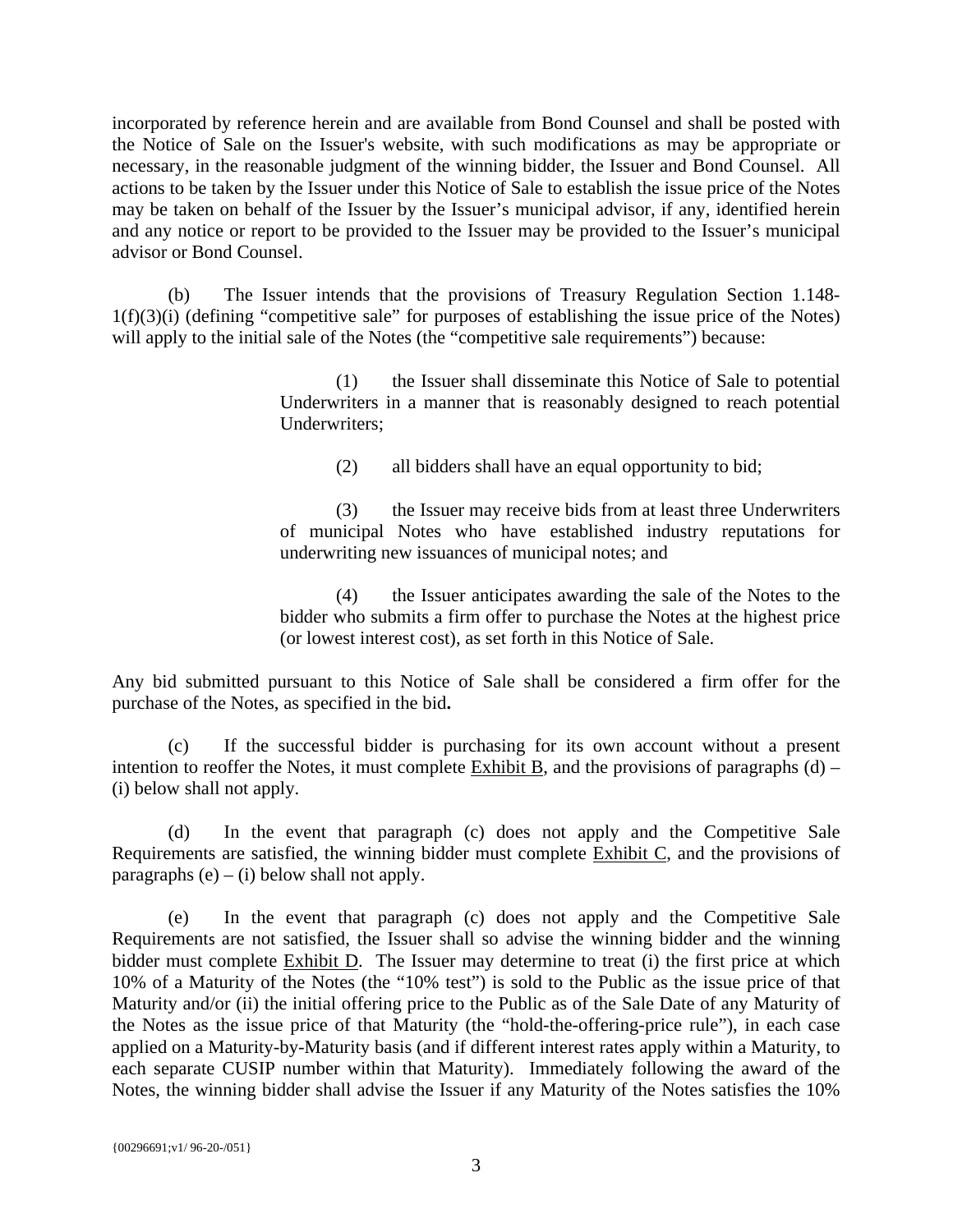incorporated by reference herein and are available from Bond Counsel and shall be posted with the Notice of Sale on the Issuer's website, with such modifications as may be appropriate or necessary, in the reasonable judgment of the winning bidder, the Issuer and Bond Counsel. All actions to be taken by the Issuer under this Notice of Sale to establish the issue price of the Notes may be taken on behalf of the Issuer by the Issuer's municipal advisor, if any, identified herein and any notice or report to be provided to the Issuer may be provided to the Issuer's municipal advisor or Bond Counsel.

(b) The Issuer intends that the provisions of Treasury Regulation Section 1.148-1(f)(3)(i) (defining "competitive sale" for purposes of establishing the issue price of the Notes) will apply to the initial sale of the Notes (the "competitive sale requirements") because:

> (1) the Issuer shall disseminate this Notice of Sale to potential Underwriters in a manner that is reasonably designed to reach potential Underwriters;
>
> (2) all bidders shall have an equal opportunity to bid;
>
> (3) the Issuer may receive bids from at least three Underwriters of municipal Notes who have established industry reputations for underwriting new issuances of municipal notes; and
>
> (4) the Issuer anticipates awarding the sale of the Notes to the bidder who submits a firm offer to purchase the Notes at the highest price (or lowest interest cost), as set forth in this Notice of Sale.

Any bid submitted pursuant to this Notice of Sale shall be considered a firm offer for the purchase of the Notes, as specified in the bid**.**

(c) If the successful bidder is purchasing for its own account without a present intention to reoffer the Notes, it must complete Exhibit B, and the provisions of paragraphs (d) – (i) below shall not apply.

(d) In the event that paragraph (c) does not apply and the Competitive Sale Requirements are satisfied, the winning bidder must complete Exhibit C, and the provisions of paragraphs (e) – (i) below shall not apply.

(e) In the event that paragraph (c) does not apply and the Competitive Sale Requirements are not satisfied, the Issuer shall so advise the winning bidder and the winning bidder must complete Exhibit D. The Issuer may determine to treat (i) the first price at which 10% of a Maturity of the Notes (the "10% test") is sold to the Public as the issue price of that Maturity and/or (ii) the initial offering price to the Public as of the Sale Date of any Maturity of the Notes as the issue price of that Maturity (the "hold-the-offering-price rule"), in each case applied on a Maturity-by-Maturity basis (and if different interest rates apply within a Maturity, to each separate CUSIP number within that Maturity). Immediately following the award of the Notes, the winning bidder shall advise the Issuer if any Maturity of the Notes satisfies the 10%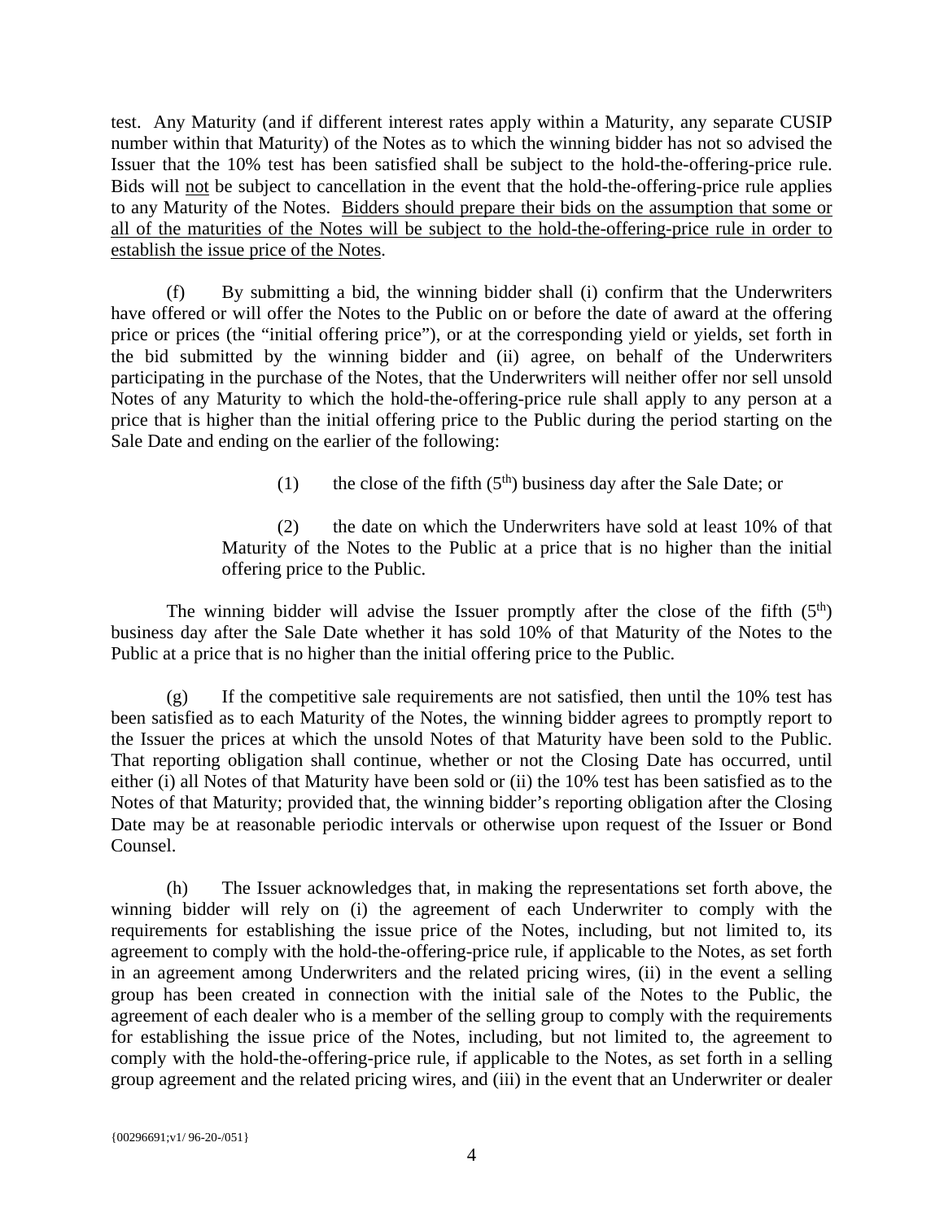test. Any Maturity (and if different interest rates apply within a Maturity, any separate CUSIP number within that Maturity) of the Notes as to which the winning bidder has not so advised the Issuer that the 10% test has been satisfied shall be subject to the hold-the-offering-price rule. Bids will <u>not</u> be subject to cancellation in the event that the hold-the-offering-price rule applies to any Maturity of the Notes. <u>Bidders should prepare their bids on the assumption that some or all of the maturities of the Notes will be subject to the hold-the-offering-price rule in order to establish the issue price of the Notes</u>.

(f) By submitting a bid, the winning bidder shall (i) confirm that the Underwriters have offered or will offer the Notes to the Public on or before the date of award at the offering price or prices (the "initial offering price"), or at the corresponding yield or yields, set forth in the bid submitted by the winning bidder and (ii) agree, on behalf of the Underwriters participating in the purchase of the Notes, that the Underwriters will neither offer nor sell unsold Notes of any Maturity to which the hold-the-offering-price rule shall apply to any person at a price that is higher than the initial offering price to the Public during the period starting on the Sale Date and ending on the earlier of the following:

(1) the close of the fifth (5th) business day after the Sale Date; or

(2) the date on which the Underwriters have sold at least 10% of that Maturity of the Notes to the Public at a price that is no higher than the initial offering price to the Public.

The winning bidder will advise the Issuer promptly after the close of the fifth (5th) business day after the Sale Date whether it has sold 10% of that Maturity of the Notes to the Public at a price that is no higher than the initial offering price to the Public.

(g) If the competitive sale requirements are not satisfied, then until the 10% test has been satisfied as to each Maturity of the Notes, the winning bidder agrees to promptly report to the Issuer the prices at which the unsold Notes of that Maturity have been sold to the Public. That reporting obligation shall continue, whether or not the Closing Date has occurred, until either (i) all Notes of that Maturity have been sold or (ii) the 10% test has been satisfied as to the Notes of that Maturity; provided that, the winning bidder's reporting obligation after the Closing Date may be at reasonable periodic intervals or otherwise upon request of the Issuer or Bond Counsel.

(h) The Issuer acknowledges that, in making the representations set forth above, the winning bidder will rely on (i) the agreement of each Underwriter to comply with the requirements for establishing the issue price of the Notes, including, but not limited to, its agreement to comply with the hold-the-offering-price rule, if applicable to the Notes, as set forth in an agreement among Underwriters and the related pricing wires, (ii) in the event a selling group has been created in connection with the initial sale of the Notes to the Public, the agreement of each dealer who is a member of the selling group to comply with the requirements for establishing the issue price of the Notes, including, but not limited to, the agreement to comply with the hold-the-offering-price rule, if applicable to the Notes, as set forth in a selling group agreement and the related pricing wires, and (iii) in the event that an Underwriter or dealer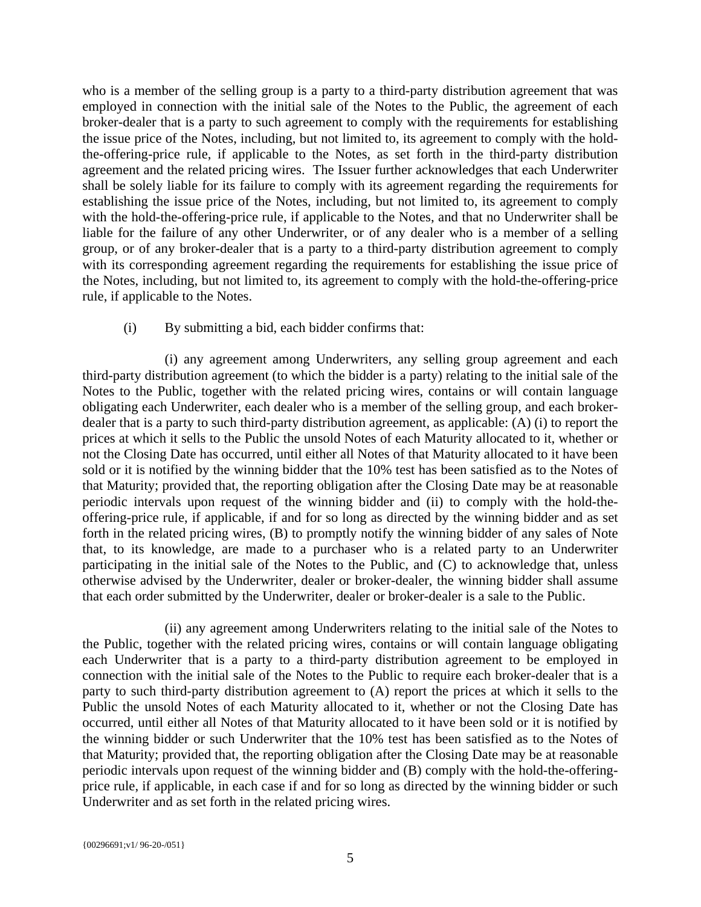who is a member of the selling group is a party to a third-party distribution agreement that was employed in connection with the initial sale of the Notes to the Public, the agreement of each broker-dealer that is a party to such agreement to comply with the requirements for establishing the issue price of the Notes, including, but not limited to, its agreement to comply with the hold-the-offering-price rule, if applicable to the Notes, as set forth in the third-party distribution agreement and the related pricing wires. The Issuer further acknowledges that each Underwriter shall be solely liable for its failure to comply with its agreement regarding the requirements for establishing the issue price of the Notes, including, but not limited to, its agreement to comply with the hold-the-offering-price rule, if applicable to the Notes, and that no Underwriter shall be liable for the failure of any other Underwriter, or of any dealer who is a member of a selling group, or of any broker-dealer that is a party to a third-party distribution agreement to comply with its corresponding agreement regarding the requirements for establishing the issue price of the Notes, including, but not limited to, its agreement to comply with the hold-the-offering-price rule, if applicable to the Notes.

(i) By submitting a bid, each bidder confirms that:

(i) any agreement among Underwriters, any selling group agreement and each third-party distribution agreement (to which the bidder is a party) relating to the initial sale of the Notes to the Public, together with the related pricing wires, contains or will contain language obligating each Underwriter, each dealer who is a member of the selling group, and each broker-dealer that is a party to such third-party distribution agreement, as applicable: (A) (i) to report the prices at which it sells to the Public the unsold Notes of each Maturity allocated to it, whether or not the Closing Date has occurred, until either all Notes of that Maturity allocated to it have been sold or it is notified by the winning bidder that the 10% test has been satisfied as to the Notes of that Maturity; provided that, the reporting obligation after the Closing Date may be at reasonable periodic intervals upon request of the winning bidder and (ii) to comply with the hold-the-offering-price rule, if applicable, if and for so long as directed by the winning bidder and as set forth in the related pricing wires, (B) to promptly notify the winning bidder of any sales of Note that, to its knowledge, are made to a purchaser who is a related party to an Underwriter participating in the initial sale of the Notes to the Public, and (C) to acknowledge that, unless otherwise advised by the Underwriter, dealer or broker-dealer, the winning bidder shall assume that each order submitted by the Underwriter, dealer or broker-dealer is a sale to the Public.

(ii) any agreement among Underwriters relating to the initial sale of the Notes to the Public, together with the related pricing wires, contains or will contain language obligating each Underwriter that is a party to a third-party distribution agreement to be employed in connection with the initial sale of the Notes to the Public to require each broker-dealer that is a party to such third-party distribution agreement to (A) report the prices at which it sells to the Public the unsold Notes of each Maturity allocated to it, whether or not the Closing Date has occurred, until either all Notes of that Maturity allocated to it have been sold or it is notified by the winning bidder or such Underwriter that the 10% test has been satisfied as to the Notes of that Maturity; provided that, the reporting obligation after the Closing Date may be at reasonable periodic intervals upon request of the winning bidder and (B) comply with the hold-the-offering-price rule, if applicable, in each case if and for so long as directed by the winning bidder or such Underwriter and as set forth in the related pricing wires.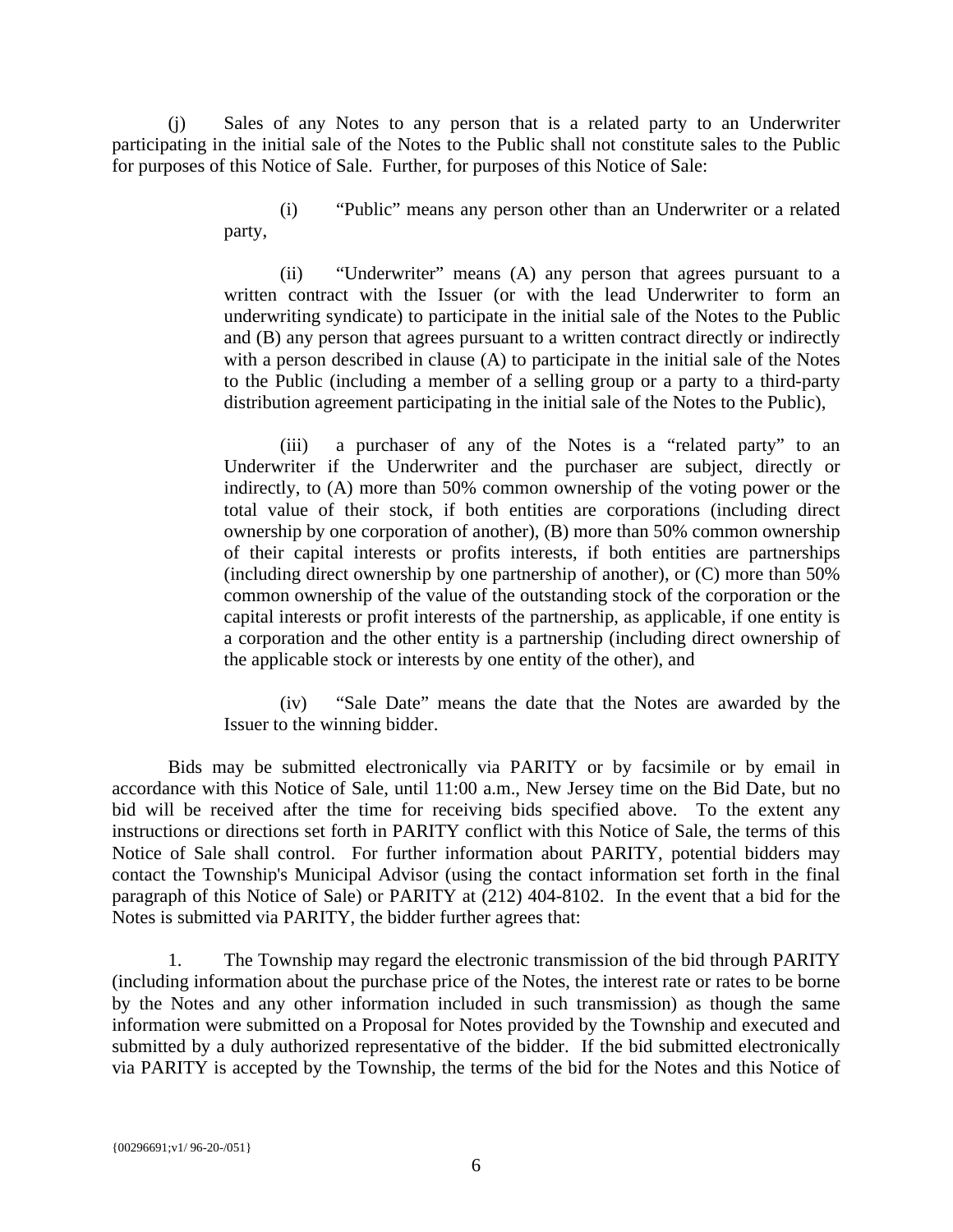(j) Sales of any Notes to any person that is a related party to an Underwriter participating in the initial sale of the Notes to the Public shall not constitute sales to the Public for purposes of this Notice of Sale. Further, for purposes of this Notice of Sale:

> (i) "Public" means any person other than an Underwriter or a related party,
>
> (ii) "Underwriter" means (A) any person that agrees pursuant to a written contract with the Issuer (or with the lead Underwriter to form an underwriting syndicate) to participate in the initial sale of the Notes to the Public and (B) any person that agrees pursuant to a written contract directly or indirectly with a person described in clause (A) to participate in the initial sale of the Notes to the Public (including a member of a selling group or a party to a third-party distribution agreement participating in the initial sale of the Notes to the Public),
>
> (iii) a purchaser of any of the Notes is a "related party" to an Underwriter if the Underwriter and the purchaser are subject, directly or indirectly, to (A) more than 50% common ownership of the voting power or the total value of their stock, if both entities are corporations (including direct ownership by one corporation of another), (B) more than 50% common ownership of their capital interests or profits interests, if both entities are partnerships (including direct ownership by one partnership of another), or (C) more than 50% common ownership of the value of the outstanding stock of the corporation or the capital interests or profit interests of the partnership, as applicable, if one entity is a corporation and the other entity is a partnership (including direct ownership of the applicable stock or interests by one entity of the other), and
>
> (iv) "Sale Date" means the date that the Notes are awarded by the Issuer to the winning bidder.

Bids may be submitted electronically via PARITY or by facsimile or by email in accordance with this Notice of Sale, until 11:00 a.m., New Jersey time on the Bid Date, but no bid will be received after the time for receiving bids specified above. To the extent any instructions or directions set forth in PARITY conflict with this Notice of Sale, the terms of this Notice of Sale shall control. For further information about PARITY, potential bidders may contact the Township's Municipal Advisor (using the contact information set forth in the final paragraph of this Notice of Sale) or PARITY at (212) 404-8102. In the event that a bid for the Notes is submitted via PARITY, the bidder further agrees that:

1. The Township may regard the electronic transmission of the bid through PARITY (including information about the purchase price of the Notes, the interest rate or rates to be borne by the Notes and any other information included in such transmission) as though the same information were submitted on a Proposal for Notes provided by the Township and executed and submitted by a duly authorized representative of the bidder. If the bid submitted electronically via PARITY is accepted by the Township, the terms of the bid for the Notes and this Notice of

{00296691;v1/ 96-20-/051}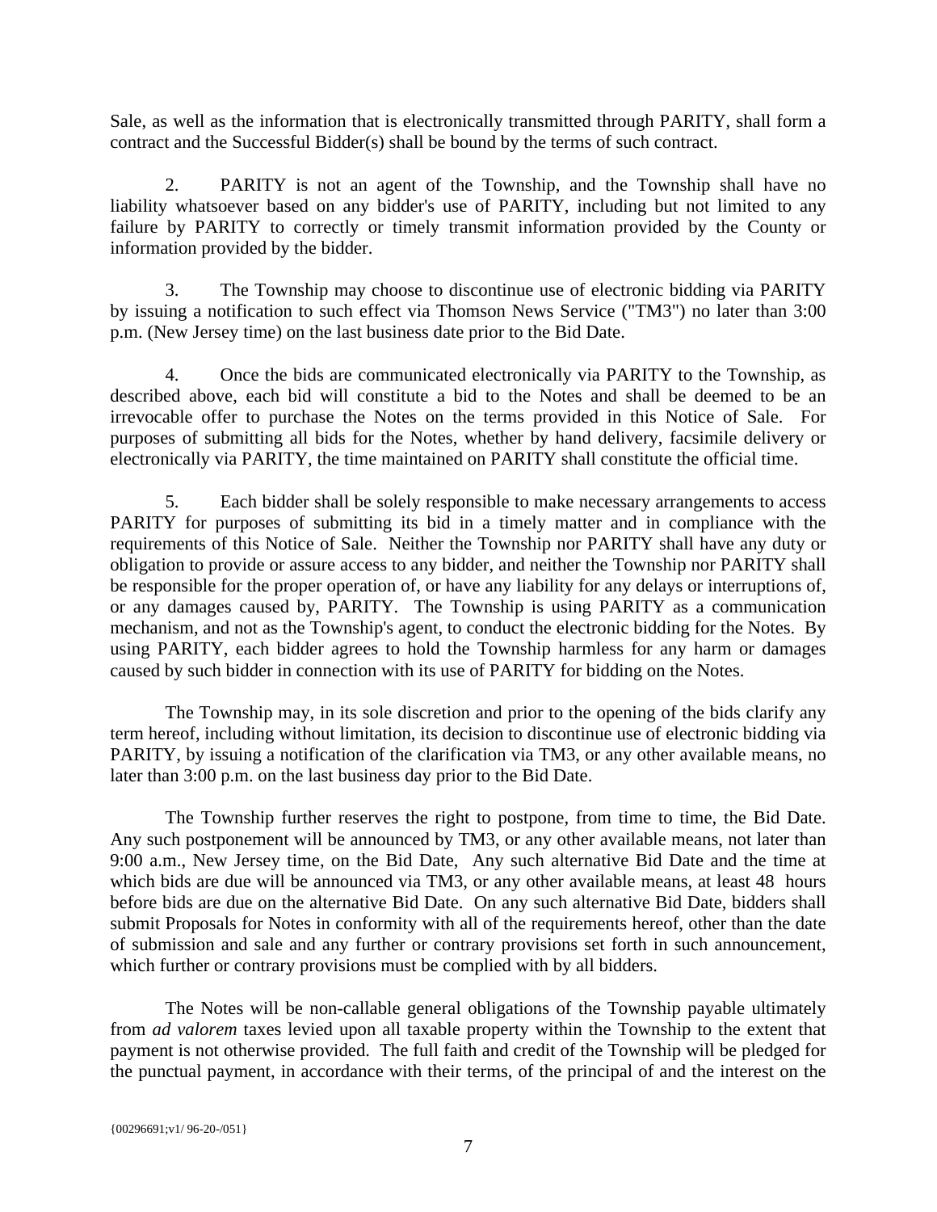Sale, as well as the information that is electronically transmitted through PARITY, shall form a contract and the Successful Bidder(s) shall be bound by the terms of such contract.

2. PARITY is not an agent of the Township, and the Township shall have no liability whatsoever based on any bidder's use of PARITY, including but not limited to any failure by PARITY to correctly or timely transmit information provided by the County or information provided by the bidder.

3. The Township may choose to discontinue use of electronic bidding via PARITY by issuing a notification to such effect via Thomson News Service ("TM3") no later than 3:00 p.m. (New Jersey time) on the last business date prior to the Bid Date.

4. Once the bids are communicated electronically via PARITY to the Township, as described above, each bid will constitute a bid to the Notes and shall be deemed to be an irrevocable offer to purchase the Notes on the terms provided in this Notice of Sale. For purposes of submitting all bids for the Notes, whether by hand delivery, facsimile delivery or electronically via PARITY, the time maintained on PARITY shall constitute the official time.

5. Each bidder shall be solely responsible to make necessary arrangements to access PARITY for purposes of submitting its bid in a timely matter and in compliance with the requirements of this Notice of Sale. Neither the Township nor PARITY shall have any duty or obligation to provide or assure access to any bidder, and neither the Township nor PARITY shall be responsible for the proper operation of, or have any liability for any delays or interruptions of, or any damages caused by, PARITY. The Township is using PARITY as a communication mechanism, and not as the Township's agent, to conduct the electronic bidding for the Notes. By using PARITY, each bidder agrees to hold the Township harmless for any harm or damages caused by such bidder in connection with its use of PARITY for bidding on the Notes.

The Township may, in its sole discretion and prior to the opening of the bids clarify any term hereof, including without limitation, its decision to discontinue use of electronic bidding via PARITY, by issuing a notification of the clarification via TM3, or any other available means, no later than 3:00 p.m. on the last business day prior to the Bid Date.

The Township further reserves the right to postpone, from time to time, the Bid Date. Any such postponement will be announced by TM3, or any other available means, not later than 9:00 a.m., New Jersey time, on the Bid Date, Any such alternative Bid Date and the time at which bids are due will be announced via TM3, or any other available means, at least 48 hours before bids are due on the alternative Bid Date. On any such alternative Bid Date, bidders shall submit Proposals for Notes in conformity with all of the requirements hereof, other than the date of submission and sale and any further or contrary provisions set forth in such announcement, which further or contrary provisions must be complied with by all bidders.

The Notes will be non-callable general obligations of the Township payable ultimately from *ad valorem* taxes levied upon all taxable property within the Township to the extent that payment is not otherwise provided. The full faith and credit of the Township will be pledged for the punctual payment, in accordance with their terms, of the principal of and the interest on the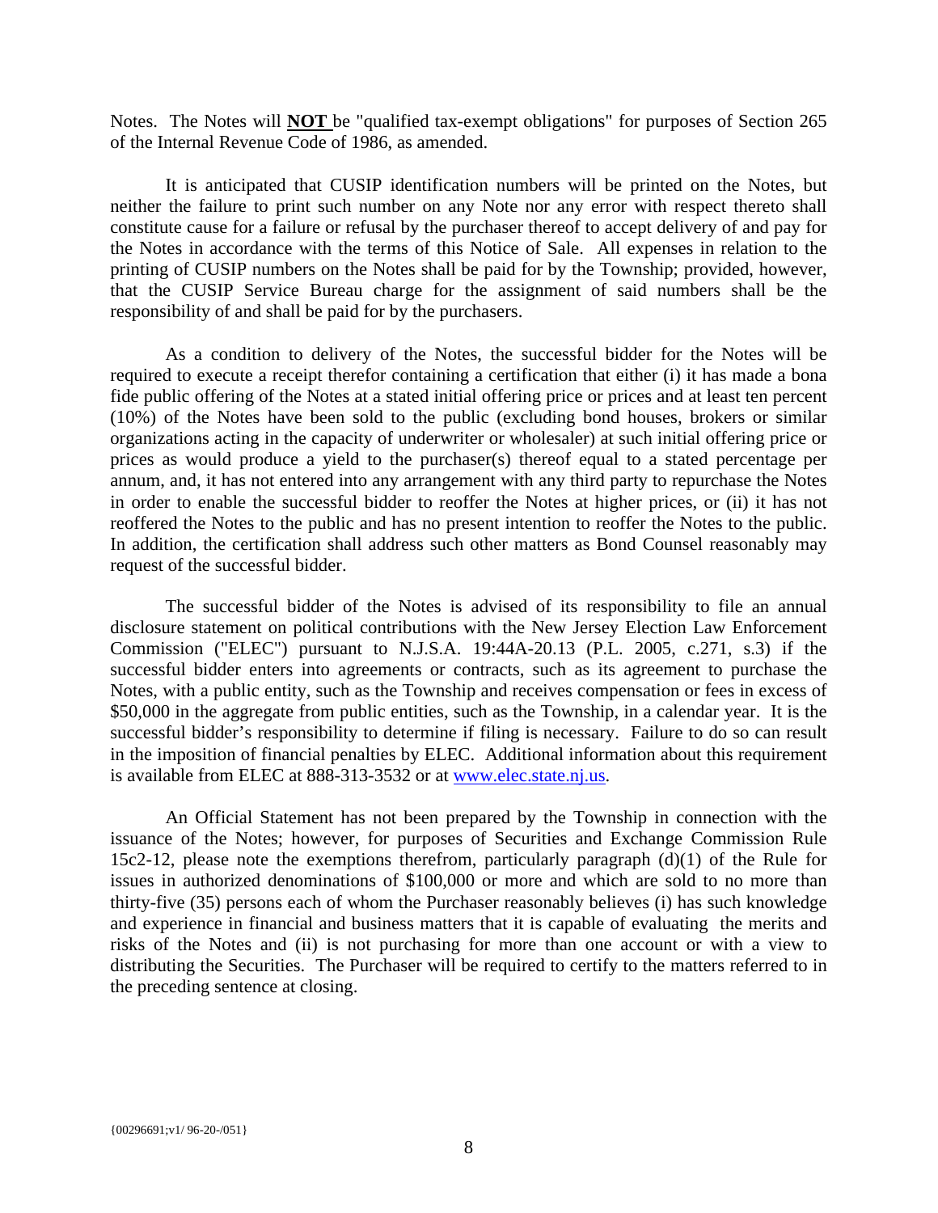Notes. The Notes will **NOT** be "qualified tax-exempt obligations" for purposes of Section 265 of the Internal Revenue Code of 1986, as amended.

It is anticipated that CUSIP identification numbers will be printed on the Notes, but neither the failure to print such number on any Note nor any error with respect thereto shall constitute cause for a failure or refusal by the purchaser thereof to accept delivery of and pay for the Notes in accordance with the terms of this Notice of Sale. All expenses in relation to the printing of CUSIP numbers on the Notes shall be paid for by the Township; provided, however, that the CUSIP Service Bureau charge for the assignment of said numbers shall be the responsibility of and shall be paid for by the purchasers.

As a condition to delivery of the Notes, the successful bidder for the Notes will be required to execute a receipt therefor containing a certification that either (i) it has made a bona fide public offering of the Notes at a stated initial offering price or prices and at least ten percent (10%) of the Notes have been sold to the public (excluding bond houses, brokers or similar organizations acting in the capacity of underwriter or wholesaler) at such initial offering price or prices as would produce a yield to the purchaser(s) thereof equal to a stated percentage per annum, and, it has not entered into any arrangement with any third party to repurchase the Notes in order to enable the successful bidder to reoffer the Notes at higher prices, or (ii) it has not reoffered the Notes to the public and has no present intention to reoffer the Notes to the public. In addition, the certification shall address such other matters as Bond Counsel reasonably may request of the successful bidder.

The successful bidder of the Notes is advised of its responsibility to file an annual disclosure statement on political contributions with the New Jersey Election Law Enforcement Commission ("ELEC") pursuant to N.J.S.A. 19:44A-20.13 (P.L. 2005, c.271, s.3) if the successful bidder enters into agreements or contracts, such as its agreement to purchase the Notes, with a public entity, such as the Township and receives compensation or fees in excess of $50,000 in the aggregate from public entities, such as the Township, in a calendar year. It is the successful bidder's responsibility to determine if filing is necessary. Failure to do so can result in the imposition of financial penalties by ELEC. Additional information about this requirement is available from ELEC at 888-313-3532 or at www.elec.state.nj.us.

An Official Statement has not been prepared by the Township in connection with the issuance of the Notes; however, for purposes of Securities and Exchange Commission Rule 15c2-12, please note the exemptions therefrom, particularly paragraph (d)(1) of the Rule for issues in authorized denominations of $100,000 or more and which are sold to no more than thirty-five (35) persons each of whom the Purchaser reasonably believes (i) has such knowledge and experience in financial and business matters that it is capable of evaluating the merits and risks of the Notes and (ii) is not purchasing for more than one account or with a view to distributing the Securities. The Purchaser will be required to certify to the matters referred to in the preceding sentence at closing.

{00296691;v1/ 96-20-/051}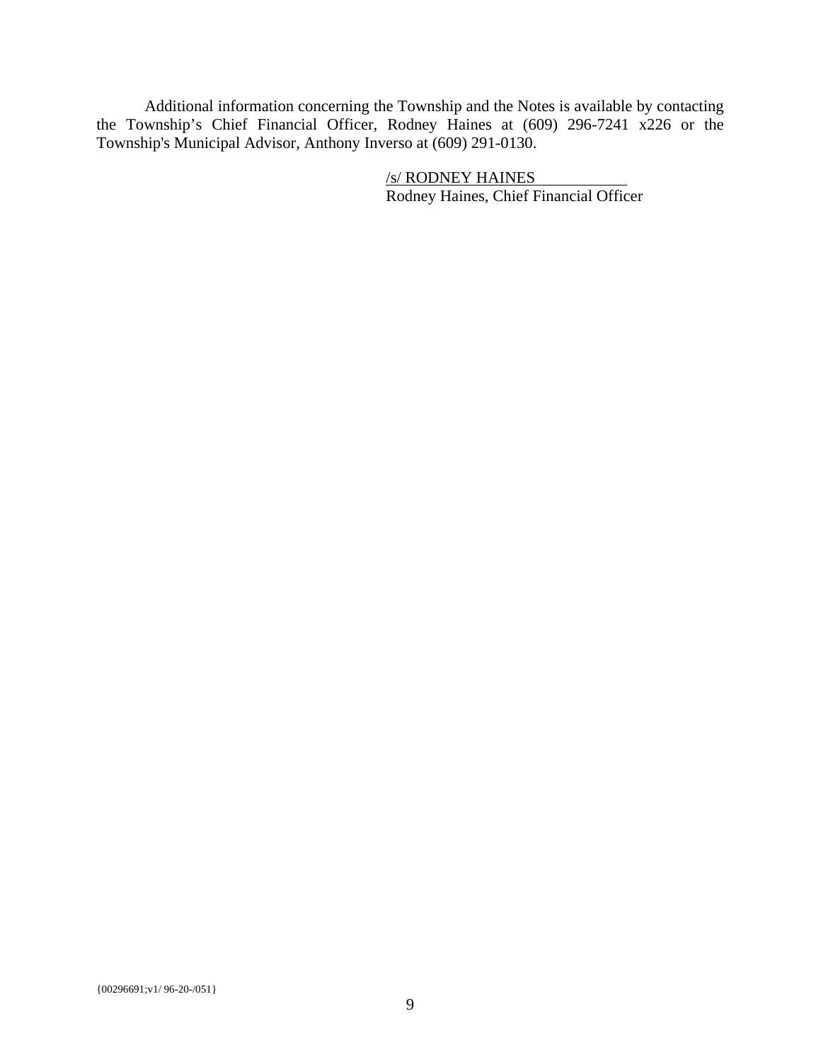Additional information concerning the Township and the Notes is available by contacting the Township's Chief Financial Officer, Rodney Haines at (609) 296-7241 x226 or the Township's Municipal Advisor, Anthony Inverso at (609) 291-0130.

/s/ RODNEY HAINES
Rodney Haines, Chief Financial Officer

{00296691;v1/ 96-20-/051}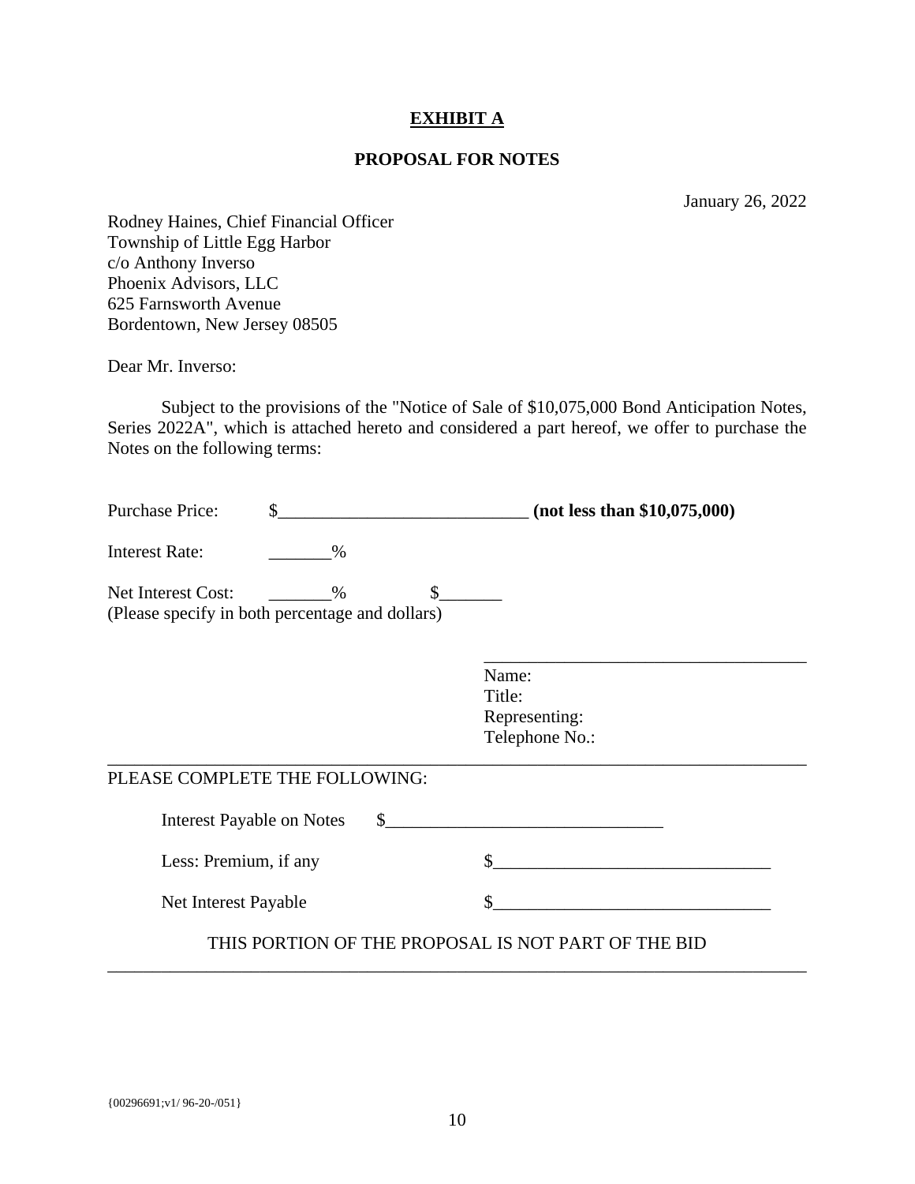**EXHIBIT A**

**PROPOSAL FOR NOTES**

January 26, 2022

Rodney Haines, Chief Financial Officer
Township of Little Egg Harbor
c/o Anthony Inverso
Phoenix Advisors, LLC
625 Farnsworth Avenue
Bordentown, New Jersey 08505

Dear Mr. Inverso:

Subject to the provisions of the "Notice of Sale of $10,075,000 Bond Anticipation Notes, Series 2022A", which is attached hereto and considered a part hereof, we offer to purchase the Notes on the following terms:

Purchase Price: $____________________________ **(not less than $10,075,000)**

Interest Rate: _______%

Net Interest Cost: _______% $_______
(Please specify in both percentage and dollars)

____________________________________
Name:
Title:
Representing:
Telephone No.:

---

PLEASE COMPLETE THE FOLLOWING:

Interest Payable on Notes $_______________________________

Less: Premium, if any $_______________________________

Net Interest Payable $_______________________________

THIS PORTION OF THE PROPOSAL IS NOT PART OF THE BID

---

{00296691;v1/ 96-20-/051}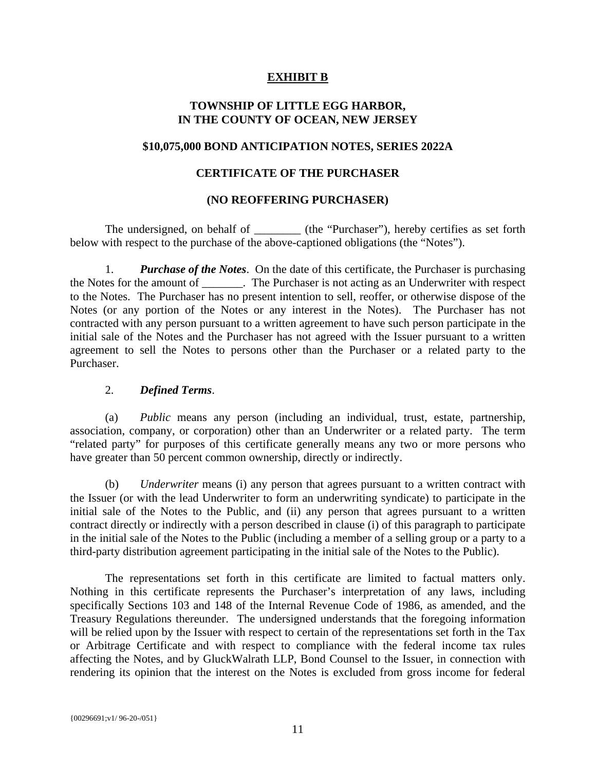**EXHIBIT B**

**TOWNSHIP OF LITTLE EGG HARBOR,**
**IN THE COUNTY OF OCEAN, NEW JERSEY**

**$10,075,000 BOND ANTICIPATION NOTES, SERIES 2022A**

**CERTIFICATE OF THE PURCHASER**

**(NO REOFFERING PURCHASER)**

The undersigned, on behalf of ________ (the "Purchaser"), hereby certifies as set forth below with respect to the purchase of the above-captioned obligations (the "Notes").

1. ***Purchase of the Notes***. On the date of this certificate, the Purchaser is purchasing the Notes for the amount of _______. The Purchaser is not acting as an Underwriter with respect to the Notes. The Purchaser has no present intention to sell, reoffer, or otherwise dispose of the Notes (or any portion of the Notes or any interest in the Notes). The Purchaser has not contracted with any person pursuant to a written agreement to have such person participate in the initial sale of the Notes and the Purchaser has not agreed with the Issuer pursuant to a written agreement to sell the Notes to persons other than the Purchaser or a related party to the Purchaser.

2. ***Defined Terms***.

(a) *Public* means any person (including an individual, trust, estate, partnership, association, company, or corporation) other than an Underwriter or a related party. The term "related party" for purposes of this certificate generally means any two or more persons who have greater than 50 percent common ownership, directly or indirectly.

(b) *Underwriter* means (i) any person that agrees pursuant to a written contract with the Issuer (or with the lead Underwriter to form an underwriting syndicate) to participate in the initial sale of the Notes to the Public, and (ii) any person that agrees pursuant to a written contract directly or indirectly with a person described in clause (i) of this paragraph to participate in the initial sale of the Notes to the Public (including a member of a selling group or a party to a third-party distribution agreement participating in the initial sale of the Notes to the Public).

The representations set forth in this certificate are limited to factual matters only. Nothing in this certificate represents the Purchaser's interpretation of any laws, including specifically Sections 103 and 148 of the Internal Revenue Code of 1986, as amended, and the Treasury Regulations thereunder. The undersigned understands that the foregoing information will be relied upon by the Issuer with respect to certain of the representations set forth in the Tax or Arbitrage Certificate and with respect to compliance with the federal income tax rules affecting the Notes, and by GluckWalrath LLP, Bond Counsel to the Issuer, in connection with rendering its opinion that the interest on the Notes is excluded from gross income for federal

{00296691;v1/ 96-20-/051}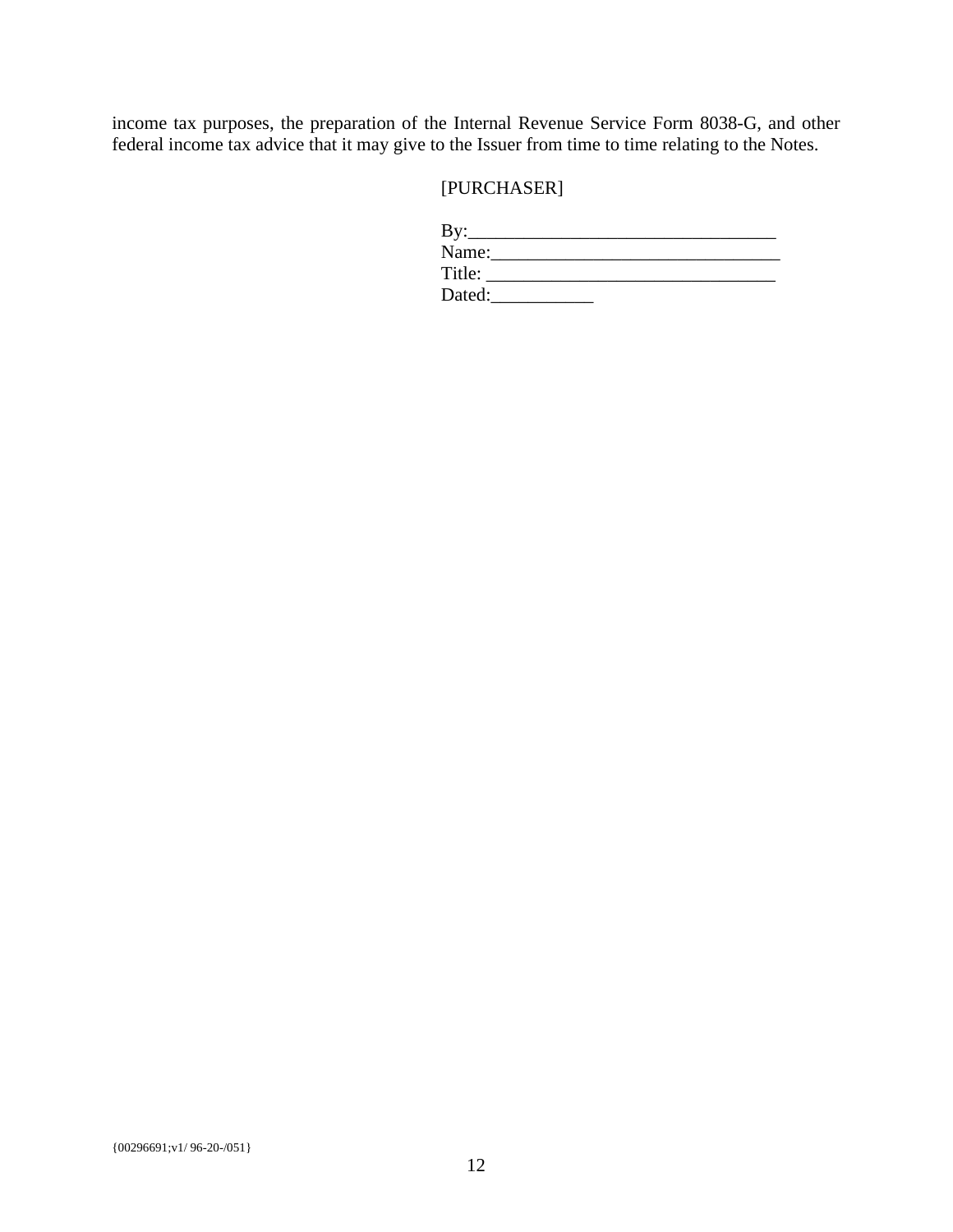income tax purposes, the preparation of the Internal Revenue Service Form 8038-G, and other federal income tax advice that it may give to the Issuer from time to time relating to the Notes.

[PURCHASER]

By:_________________________________
Name:_______________________________
Title: _______________________________
Dated:___________

{00296691;v1/ 96-20-/051}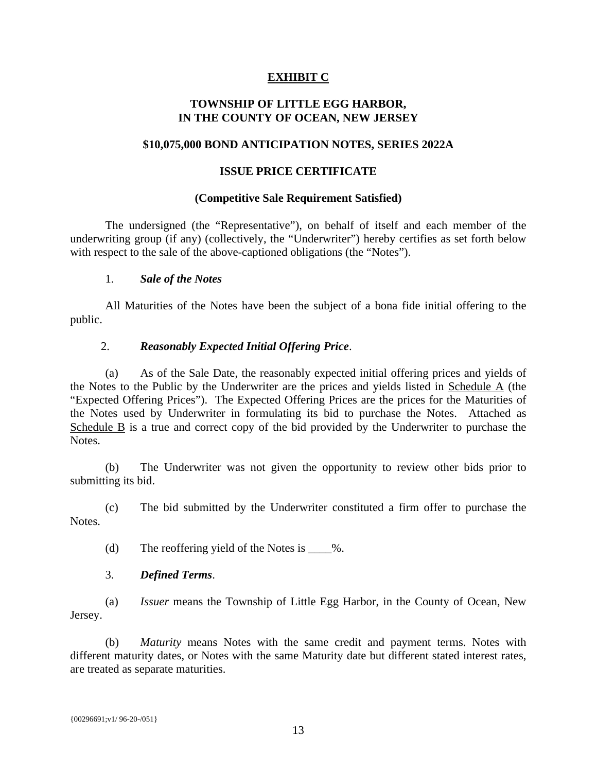**<u>EXHIBIT C</u>**

**TOWNSHIP OF LITTLE EGG HARBOR,**
**IN THE COUNTY OF OCEAN, NEW JERSEY**

**$10,075,000 BOND ANTICIPATION NOTES, SERIES 2022A**

**ISSUE PRICE CERTIFICATE**

**(Competitive Sale Requirement Satisfied)**

The undersigned (the "Representative"), on behalf of itself and each member of the underwriting group (if any) (collectively, the "Underwriter") hereby certifies as set forth below with respect to the sale of the above-captioned obligations (the "Notes").

1. ***Sale of the Notes***

All Maturities of the Notes have been the subject of a bona fide initial offering to the public.

2. ***Reasonably Expected Initial Offering Price***.

(a) As of the Sale Date, the reasonably expected initial offering prices and yields of the Notes to the Public by the Underwriter are the prices and yields listed in <u>Schedule A</u> (the "Expected Offering Prices"). The Expected Offering Prices are the prices for the Maturities of the Notes used by Underwriter in formulating its bid to purchase the Notes. Attached as <u>Schedule B</u> is a true and correct copy of the bid provided by the Underwriter to purchase the Notes.

(b) The Underwriter was not given the opportunity to review other bids prior to submitting its bid.

(c) The bid submitted by the Underwriter constituted a firm offer to purchase the Notes.

(d) The reoffering yield of the Notes is ____%.

3. ***Defined Terms***.

(a) *Issuer* means the Township of Little Egg Harbor, in the County of Ocean, New Jersey.

(b) *Maturity* means Notes with the same credit and payment terms. Notes with different maturity dates, or Notes with the same Maturity date but different stated interest rates, are treated as separate maturities.

{00296691;v1/ 96-20-/051}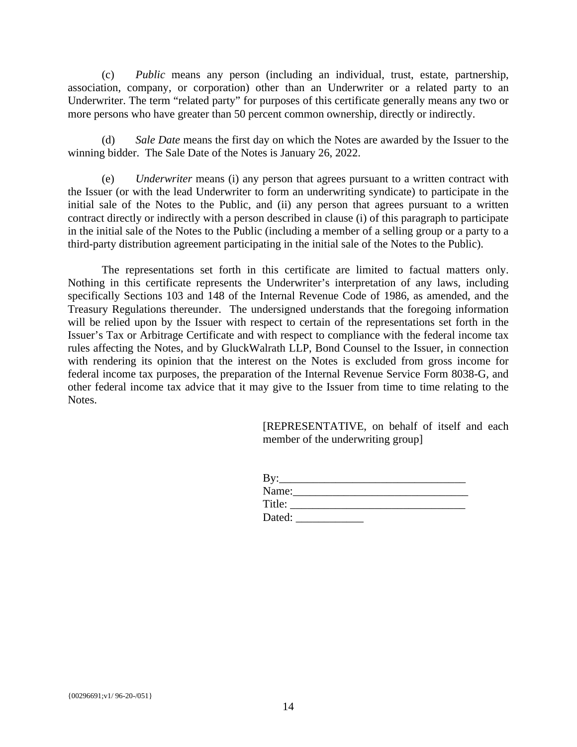(c) *Public* means any person (including an individual, trust, estate, partnership, association, company, or corporation) other than an Underwriter or a related party to an Underwriter. The term "related party" for purposes of this certificate generally means any two or more persons who have greater than 50 percent common ownership, directly or indirectly.

(d) *Sale Date* means the first day on which the Notes are awarded by the Issuer to the winning bidder. The Sale Date of the Notes is January 26, 2022.

(e) *Underwriter* means (i) any person that agrees pursuant to a written contract with the Issuer (or with the lead Underwriter to form an underwriting syndicate) to participate in the initial sale of the Notes to the Public, and (ii) any person that agrees pursuant to a written contract directly or indirectly with a person described in clause (i) of this paragraph to participate in the initial sale of the Notes to the Public (including a member of a selling group or a party to a third-party distribution agreement participating in the initial sale of the Notes to the Public).

The representations set forth in this certificate are limited to factual matters only. Nothing in this certificate represents the Underwriter's interpretation of any laws, including specifically Sections 103 and 148 of the Internal Revenue Code of 1986, as amended, and the Treasury Regulations thereunder. The undersigned understands that the foregoing information will be relied upon by the Issuer with respect to certain of the representations set forth in the Issuer's Tax or Arbitrage Certificate and with respect to compliance with the federal income tax rules affecting the Notes, and by GluckWalrath LLP, Bond Counsel to the Issuer, in connection with rendering its opinion that the interest on the Notes is excluded from gross income for federal income tax purposes, the preparation of the Internal Revenue Service Form 8038-G, and other federal income tax advice that it may give to the Issuer from time to time relating to the Notes.

[REPRESENTATIVE, on behalf of itself and each member of the underwriting group]

By:\_\_\_\_\_\_\_\_\_\_\_\_\_\_\_\_\_\_\_\_\_\_\_\_\_\_\_\_\_\_\_\_
Name:\_\_\_\_\_\_\_\_\_\_\_\_\_\_\_\_\_\_\_\_\_\_\_\_\_\_\_\_\_\_
Title: \_\_\_\_\_\_\_\_\_\_\_\_\_\_\_\_\_\_\_\_\_\_\_\_\_\_\_\_\_\_
Dated: \_\_\_\_\_\_\_\_\_\_\_\_

{00296691;v1/ 96-20-/051}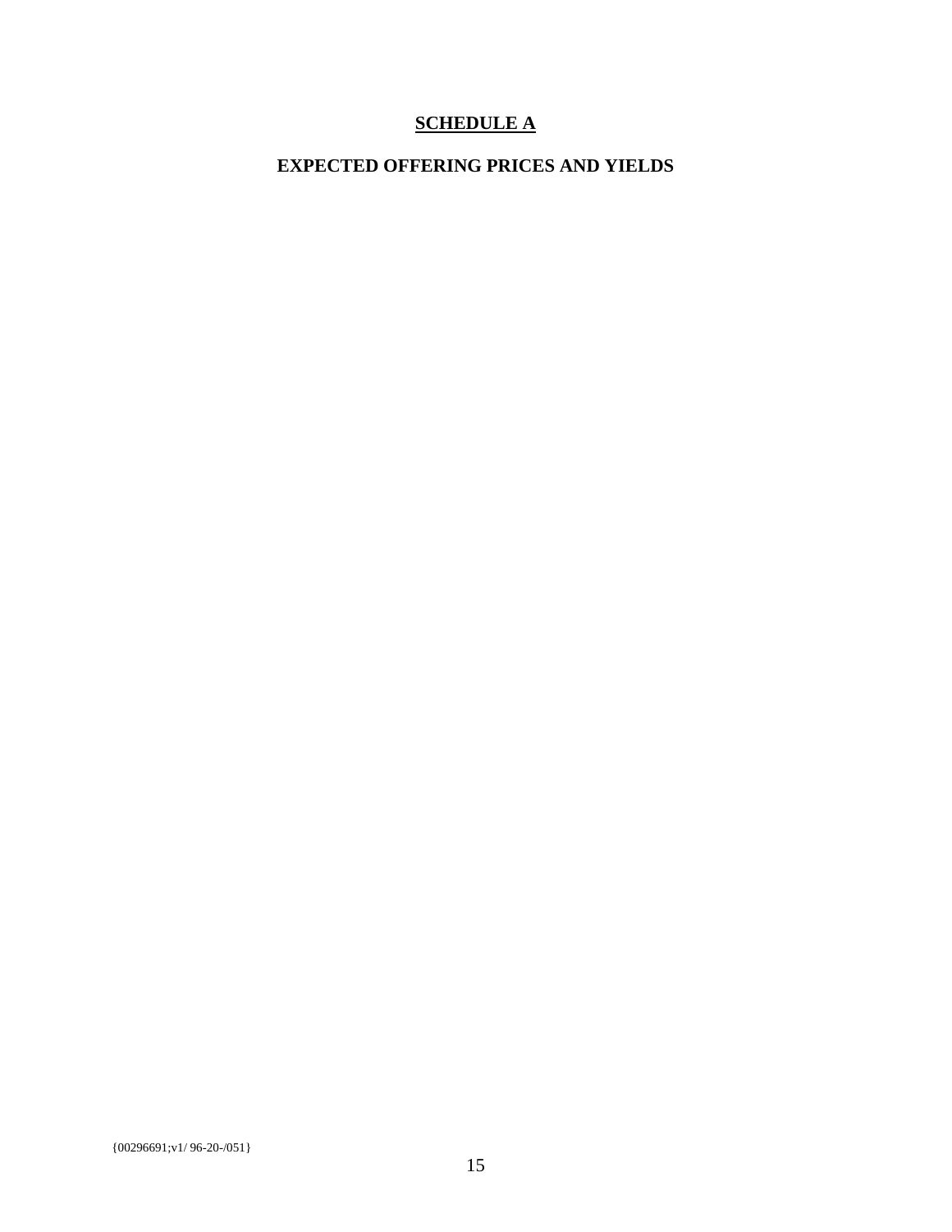## SCHEDULE A

## EXPECTED OFFERING PRICES AND YIELDS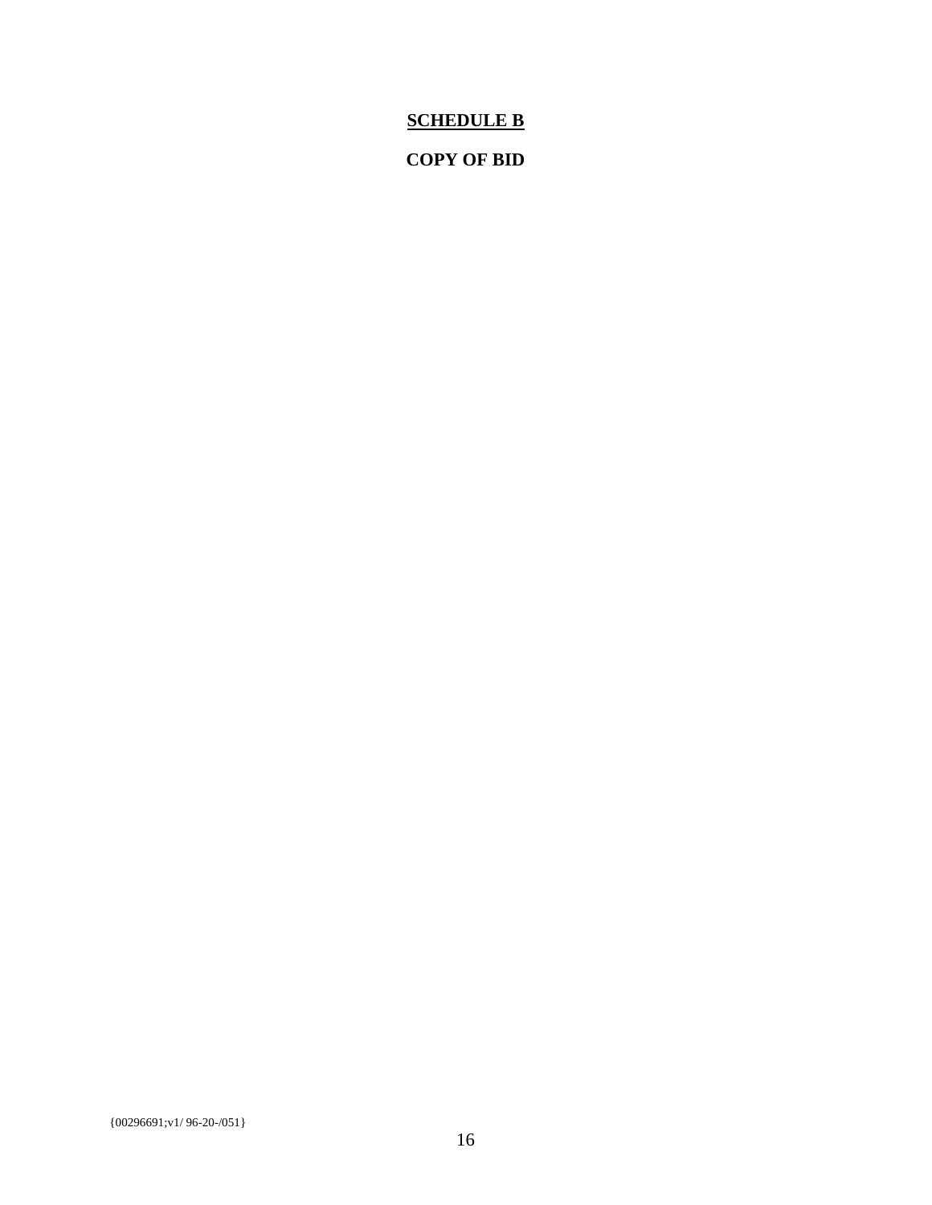# **SCHEDULE B**

## **COPY OF BID**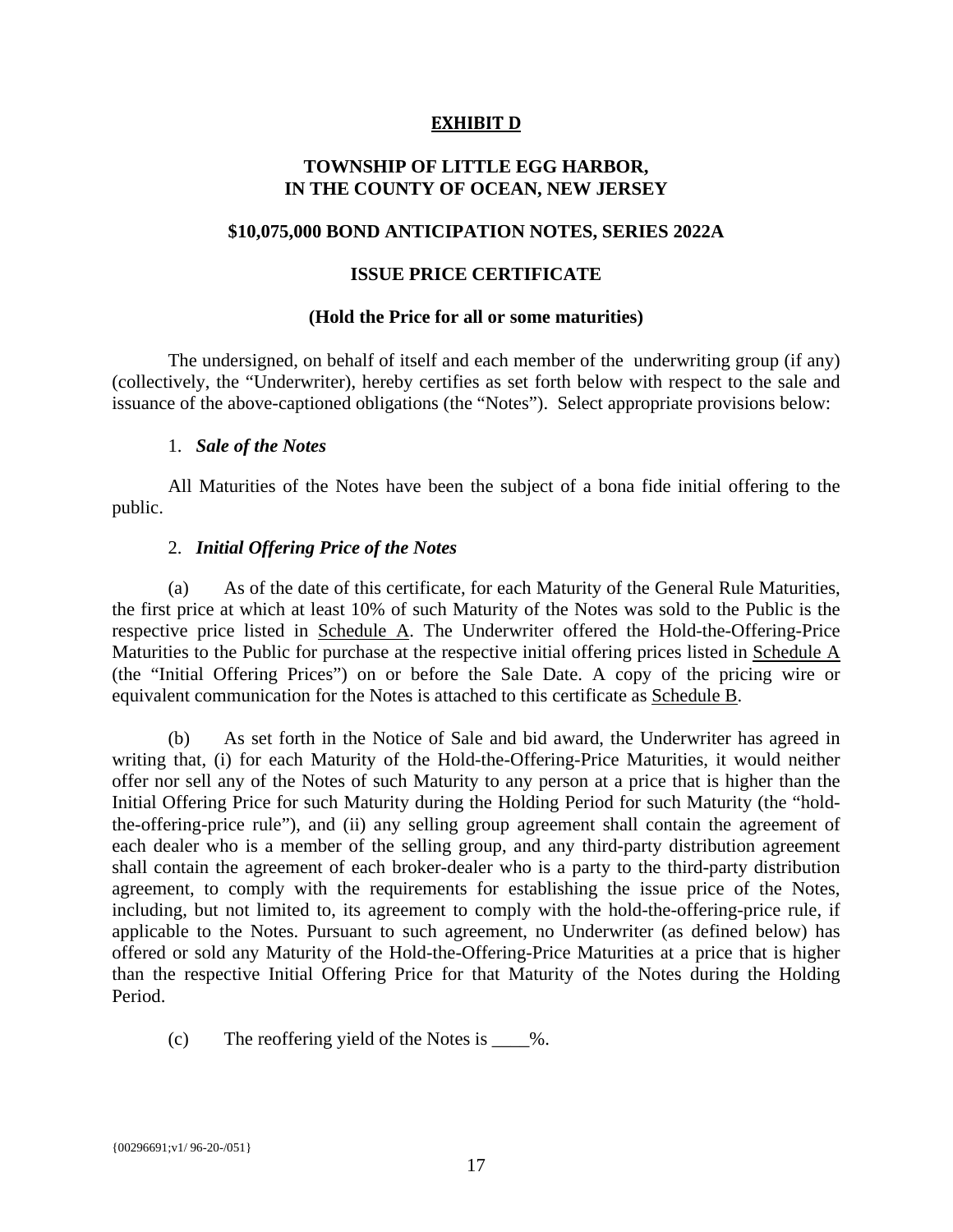## EXHIBIT D

### TOWNSHIP OF LITTLE EGG HARBOR, IN THE COUNTY OF OCEAN, NEW JERSEY

### $10,075,000 BOND ANTICIPATION NOTES, SERIES 2022A

### ISSUE PRICE CERTIFICATE

### (Hold the Price for all or some maturities)

The undersigned, on behalf of itself and each member of the underwriting group (if any) (collectively, the "Underwriter), hereby certifies as set forth below with respect to the sale and issuance of the above-captioned obligations (the "Notes"). Select appropriate provisions below:

1. ***Sale of the Notes***

All Maturities of the Notes have been the subject of a bona fide initial offering to the public.

2. ***Initial Offering Price of the Notes***

(a) As of the date of this certificate, for each Maturity of the General Rule Maturities, the first price at which at least 10% of such Maturity of the Notes was sold to the Public is the respective price listed in Schedule A. The Underwriter offered the Hold-the-Offering-Price Maturities to the Public for purchase at the respective initial offering prices listed in Schedule A (the "Initial Offering Prices") on or before the Sale Date. A copy of the pricing wire or equivalent communication for the Notes is attached to this certificate as Schedule B.

(b) As set forth in the Notice of Sale and bid award, the Underwriter has agreed in writing that, (i) for each Maturity of the Hold-the-Offering-Price Maturities, it would neither offer nor sell any of the Notes of such Maturity to any person at a price that is higher than the Initial Offering Price for such Maturity during the Holding Period for such Maturity (the "hold-the-offering-price rule"), and (ii) any selling group agreement shall contain the agreement of each dealer who is a member of the selling group, and any third-party distribution agreement shall contain the agreement of each broker-dealer who is a party to the third-party distribution agreement, to comply with the requirements for establishing the issue price of the Notes, including, but not limited to, its agreement to comply with the hold-the-offering-price rule, if applicable to the Notes. Pursuant to such agreement, no Underwriter (as defined below) has offered or sold any Maturity of the Hold-the-Offering-Price Maturities at a price that is higher than the respective Initial Offering Price for that Maturity of the Notes during the Holding Period.

(c) The reoffering yield of the Notes is ____%.

{00296691;v1/ 96-20-/051}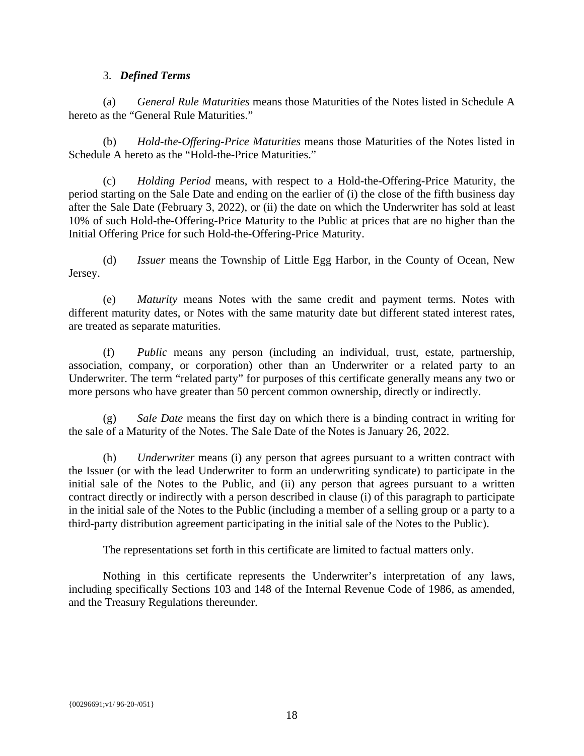3. ***Defined Terms***

(a) *General Rule Maturities* means those Maturities of the Notes listed in Schedule A hereto as the "General Rule Maturities."

(b) *Hold-the-Offering-Price Maturities* means those Maturities of the Notes listed in Schedule A hereto as the "Hold-the-Price Maturities."

(c) *Holding Period* means, with respect to a Hold-the-Offering-Price Maturity, the period starting on the Sale Date and ending on the earlier of (i) the close of the fifth business day after the Sale Date (February 3, 2022), or (ii) the date on which the Underwriter has sold at least 10% of such Hold-the-Offering-Price Maturity to the Public at prices that are no higher than the Initial Offering Price for such Hold-the-Offering-Price Maturity.

(d) *Issuer* means the Township of Little Egg Harbor, in the County of Ocean, New Jersey.

(e) *Maturity* means Notes with the same credit and payment terms. Notes with different maturity dates, or Notes with the same maturity date but different stated interest rates, are treated as separate maturities.

(f) *Public* means any person (including an individual, trust, estate, partnership, association, company, or corporation) other than an Underwriter or a related party to an Underwriter. The term "related party" for purposes of this certificate generally means any two or more persons who have greater than 50 percent common ownership, directly or indirectly.

(g) *Sale Date* means the first day on which there is a binding contract in writing for the sale of a Maturity of the Notes. The Sale Date of the Notes is January 26, 2022.

(h) *Underwriter* means (i) any person that agrees pursuant to a written contract with the Issuer (or with the lead Underwriter to form an underwriting syndicate) to participate in the initial sale of the Notes to the Public, and (ii) any person that agrees pursuant to a written contract directly or indirectly with a person described in clause (i) of this paragraph to participate in the initial sale of the Notes to the Public (including a member of a selling group or a party to a third-party distribution agreement participating in the initial sale of the Notes to the Public).

The representations set forth in this certificate are limited to factual matters only.

Nothing in this certificate represents the Underwriter's interpretation of any laws, including specifically Sections 103 and 148 of the Internal Revenue Code of 1986, as amended, and the Treasury Regulations thereunder.

{00296691;v1/ 96-20-/051}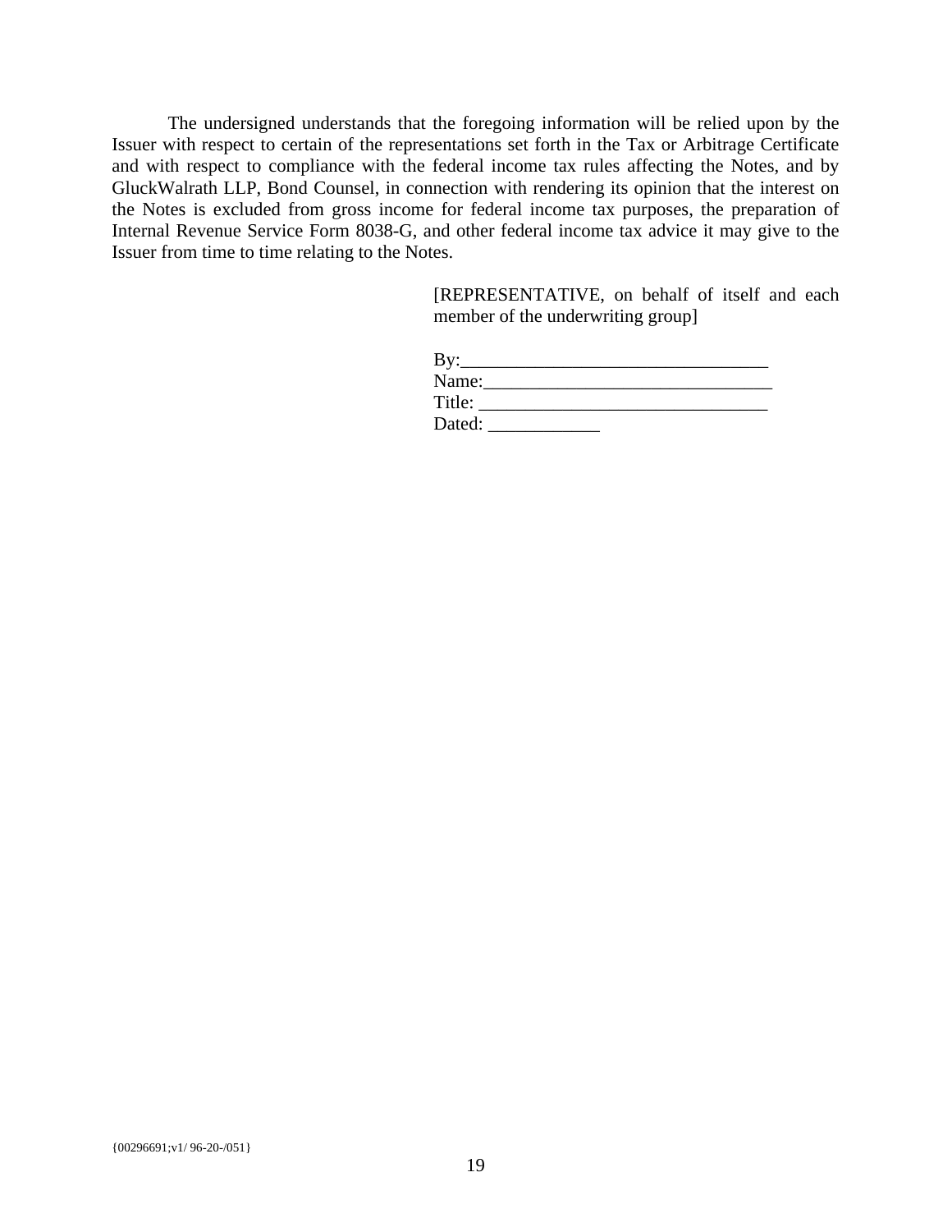The undersigned understands that the foregoing information will be relied upon by the Issuer with respect to certain of the representations set forth in the Tax or Arbitrage Certificate and with respect to compliance with the federal income tax rules affecting the Notes, and by GluckWalrath LLP, Bond Counsel, in connection with rendering its opinion that the interest on the Notes is excluded from gross income for federal income tax purposes, the preparation of Internal Revenue Service Form 8038-G, and other federal income tax advice it may give to the Issuer from time to time relating to the Notes.

[REPRESENTATIVE, on behalf of itself and each member of the underwriting group]

By:_________________________________
Name:_______________________________
Title: _______________________________
Dated: ____________

{00296691;v1/ 96-20-/051}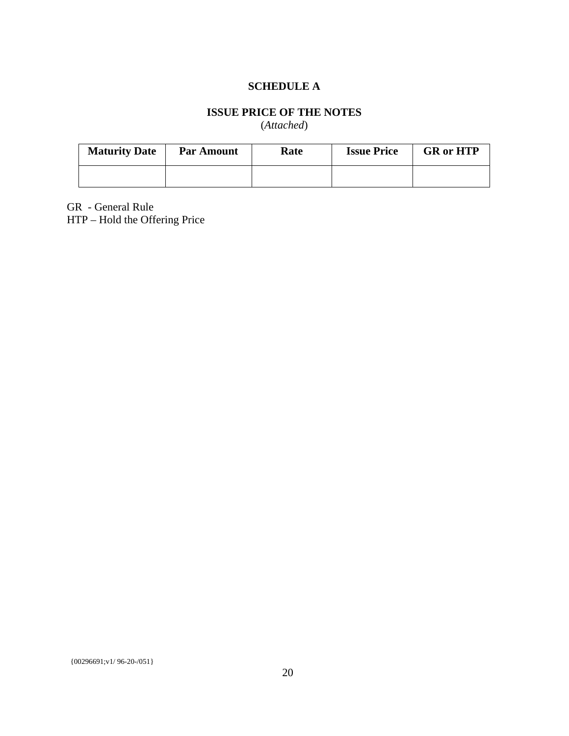# SCHEDULE A

## ISSUE PRICE OF THE NOTES

(*Attached*)

| Maturity Date | Par Amount | Rate | Issue Price | GR or HTP |
|---|---|---|---|---|
| | | | | |

GR - General Rule
HTP – Hold the Offering Price

{00296691;v1/ 96-20-/051}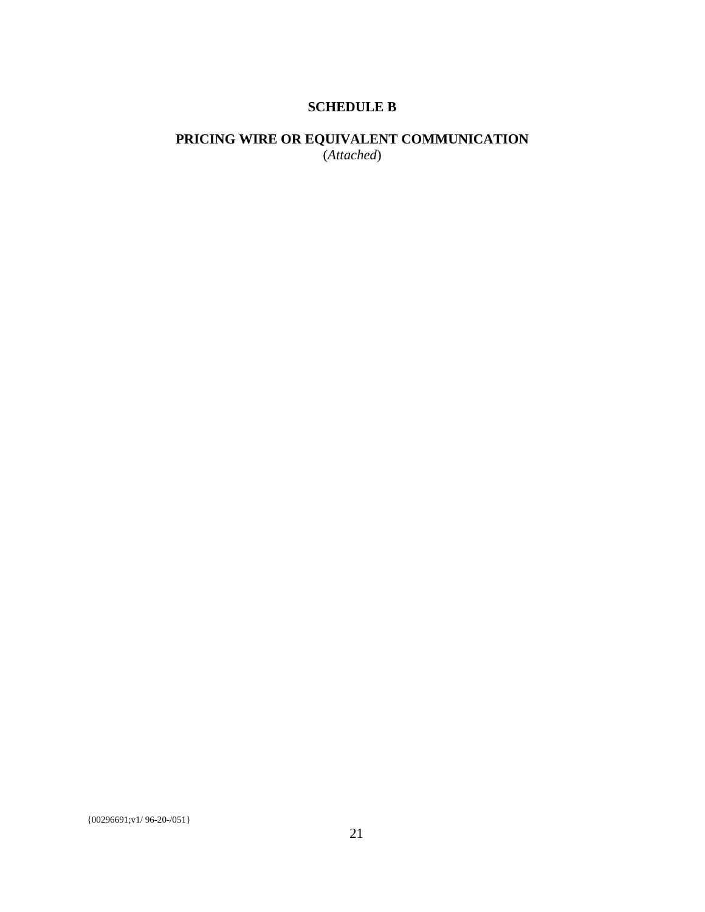# SCHEDULE B

## PRICING WIRE OR EQUIVALENT COMMUNICATION

(*Attached*)

{00296691;v1/ 96-20-/051}